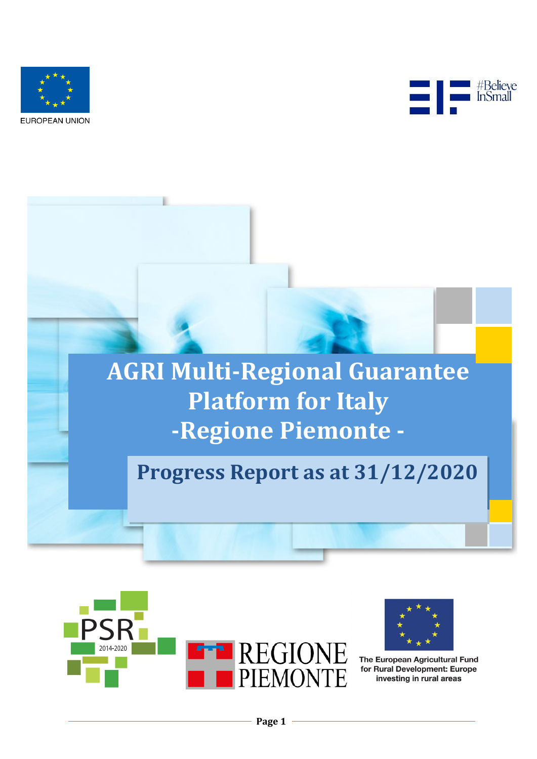EUROPEAN UNION

#BelieveInSmall

# AGRI Multi-Regional Guarantee Platform for Italy -Regione Piemonte -

## Progress Report as at 31/12/2020

PSR 2014-2020

REGIONE PIEMONTE

The European Agricultural Fund for Rural Development: Europe investing in rural areas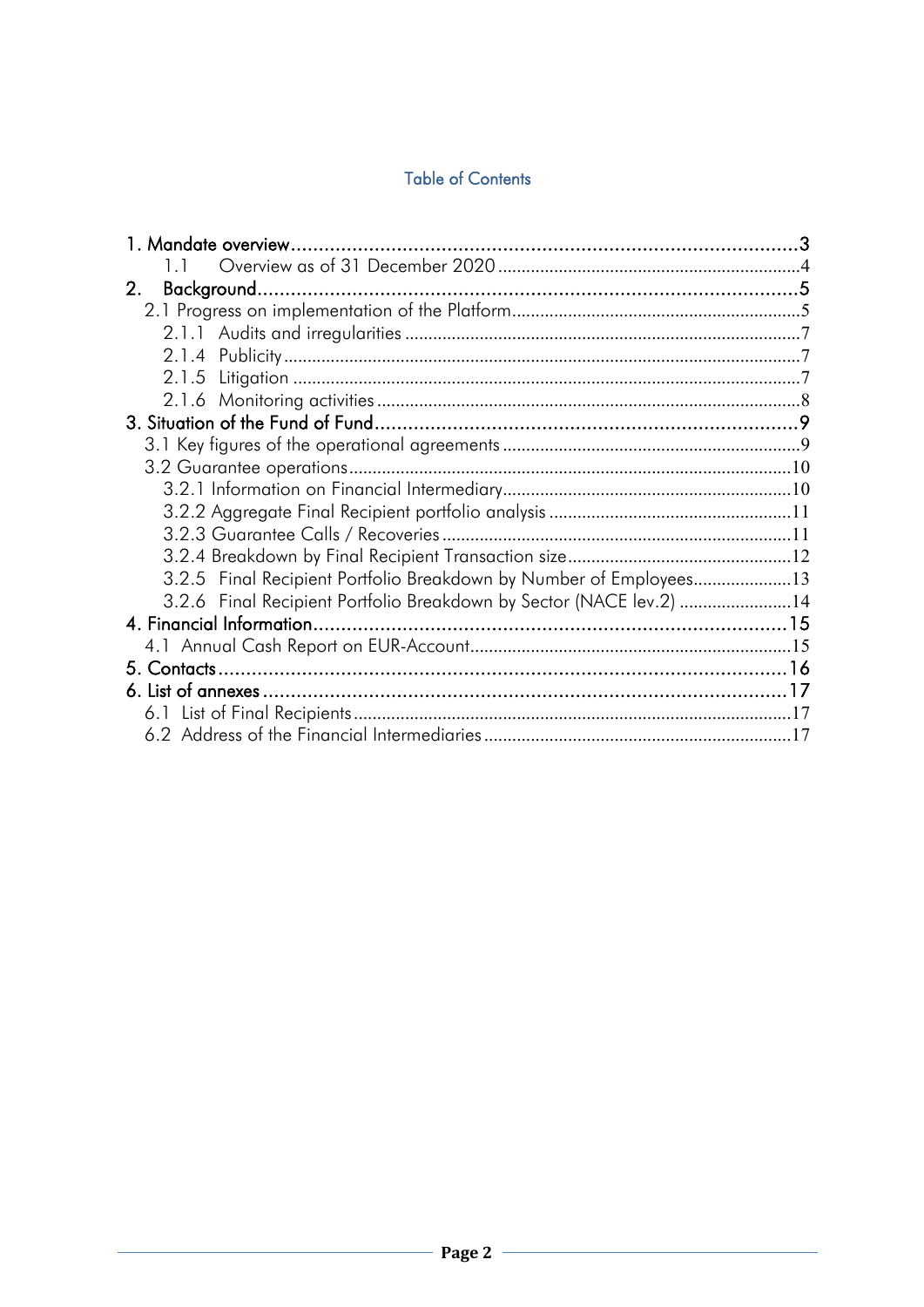## Table of Contents

1. Mandate overview ... 3
   - 1.1 Overview as of 31 December 2020 ... 4
2. Background ... 5
   - 2.1 Progress on implementation of the Platform ... 5
     - 2.1.1 Audits and irregularities ... 7
     - 2.1.4 Publicity ... 7
     - 2.1.5 Litigation ... 7
     - 2.1.6 Monitoring activities ... 8
3. Situation of the Fund of Fund ... 9
   - 3.1 Key figures of the operational agreements ... 9
   - 3.2 Guarantee operations ... 10
     - 3.2.1 Information on Financial Intermediary ... 10
     - 3.2.2 Aggregate Final Recipient portfolio analysis ... 11
     - 3.2.3 Guarantee Calls / Recoveries ... 11
     - 3.2.4 Breakdown by Final Recipient Transaction size ... 12
     - 3.2.5 Final Recipient Portfolio Breakdown by Number of Employees ... 13
     - 3.2.6 Final Recipient Portfolio Breakdown by Sector (NACE lev.2) ... 14
4. Financial Information ... 15
   - 4.1 Annual Cash Report on EUR-Account ... 15
5. Contacts ... 16
6. List of annexes ... 17
   - 6.1 List of Final Recipients ... 17
   - 6.2 Address of the Financial Intermediaries ... 17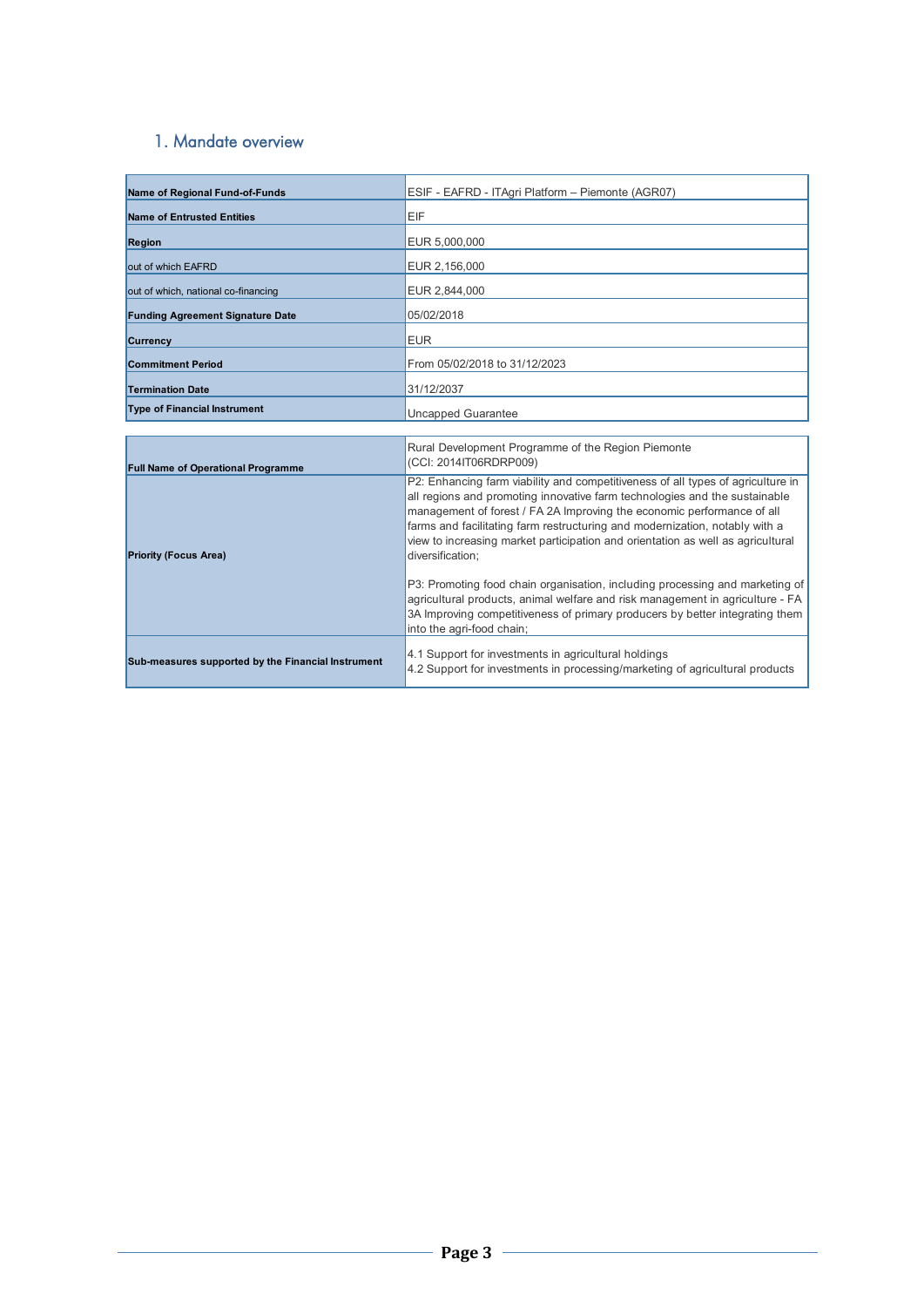## 1. Mandate overview

| | |
|---|---|
| **Name of Regional Fund-of-Funds** | ESIF - EAFRD - ITAgri Platform – Piemonte (AGR07) |
| **Name of Entrusted Entities** | EIF |
| **Region** | EUR 5,000,000 |
| out of which EAFRD | EUR 2,156,000 |
| out of which, national co-financing | EUR 2,844,000 |
| **Funding Agreement Signature Date** | 05/02/2018 |
| **Currency** | EUR |
| **Commitment Period** | From 05/02/2018 to 31/12/2023 |
| **Termination Date** | 31/12/2037 |
| **Type of Financial Instrument** | Uncapped Guarantee |

| | |
|---|---|
| **Full Name of Operational Programme** | Rural Development Programme of the Region Piemonte (CCI: 2014IT06RDRP009) |
| **Priority (Focus Area)** | P2: Enhancing farm viability and competitiveness of all types of agriculture in all regions and promoting innovative farm technologies and the sustainable management of forest / FA 2A Improving the economic performance of all farms and facilitating farm restructuring and modernization, notably with a view to increasing market participation and orientation as well as agricultural diversification;<br><br>P3: Promoting food chain organisation, including processing and marketing of agricultural products, animal welfare and risk management in agriculture - FA 3A Improving competitiveness of primary producers by better integrating them into the agri-food chain; |
| **Sub-measures supported by the Financial Instrument** | 4.1 Support for investments in agricultural holdings<br>4.2 Support for investments in processing/marketing of agricultural products |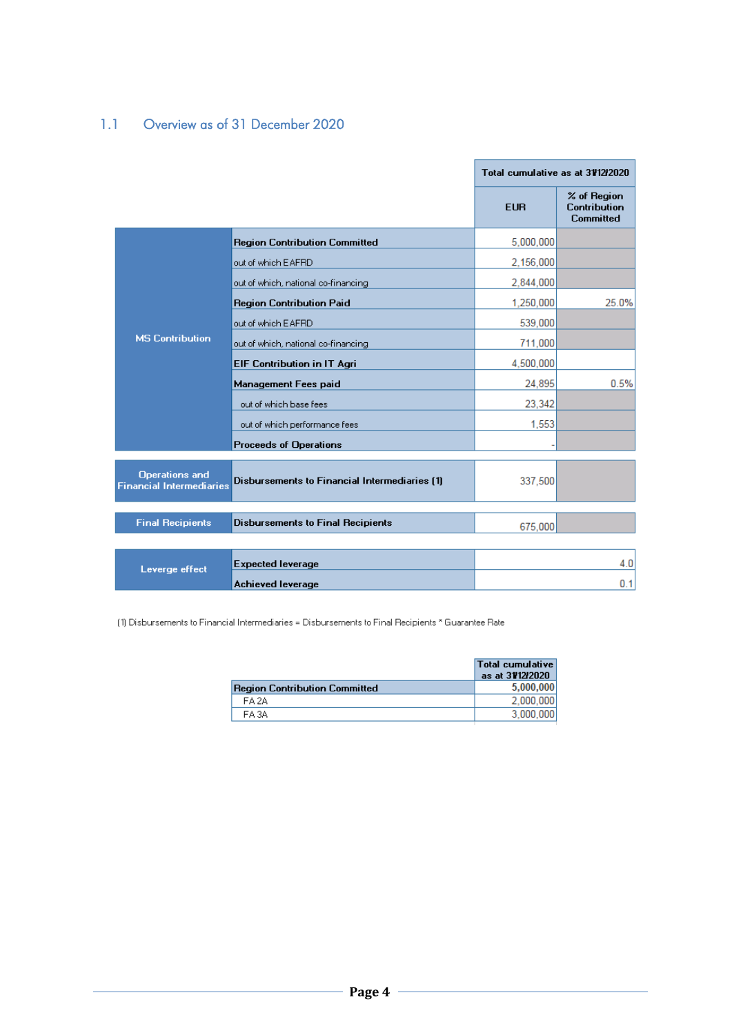## 1.1 Overview as of 31 December 2020

| | | Total cumulative as at 31/12/2020 | |
|---|---|---|---|
| | | **EUR** | **% of Region Contribution Committed** |
| **MS Contribution** | **Region Contribution Committed** | 5,000,000 | |
| | out of which EAFRD | 2,156,000 | |
| | out of which, national co-financing | 2,844,000 | |
| | **Region Contribution Paid** | 1,250,000 | 25.0% |
| | out of which EAFRD | 539,000 | |
| | out of which, national co-financing | 711,000 | |
| | **EIF Contribution in IT Agri** | 4,500,000 | |
| | **Management Fees paid** | 24,895 | 0.5% |
| | out of which base fees | 23,342 | |
| | out of which performance fees | 1,553 | |
| | **Proceeds of Operations** | - | |
| **Operations and Financial Intermediaries** | **Disbursements to Financial Intermediaries (1)** | 337,500 | |
| **Final Recipients** | **Disbursements to Final Recipients** | 675,000 | |
| **Leverge effect** | **Expected leverage** | | 4.0 |
| | **Achieved leverage** | | 0.1 |

(1) Disbursements to Financial Intermediaries = Disbursements to Final Recipients * Guarantee Rate

| | Total cumulative as at 31/12/2020 |
|---|---|
| **Region Contribution Committed** | **5,000,000** |
| FA 2A | 2,000,000 |
| FA 3A | 3,000,000 |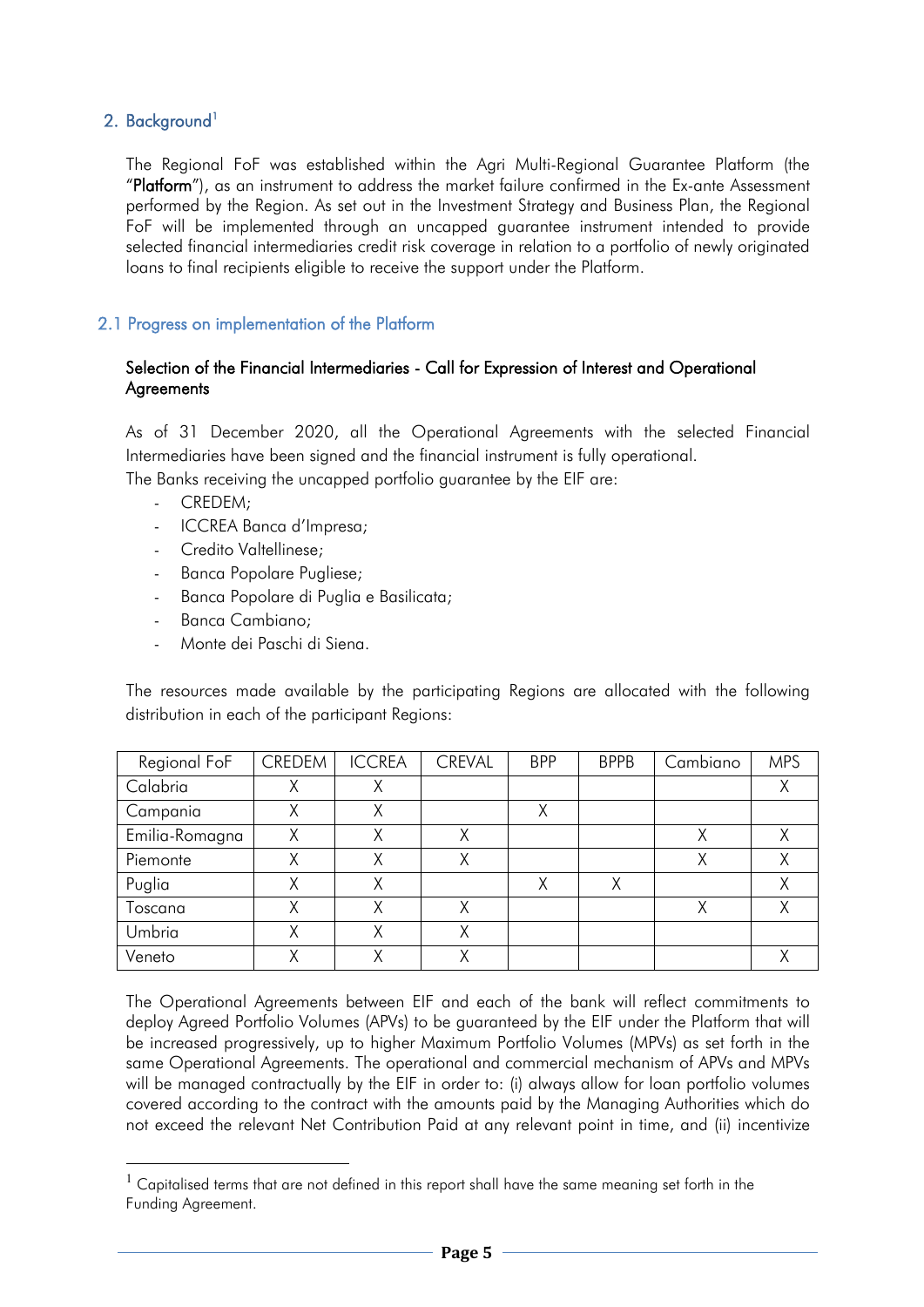## 2. Background[1]

The Regional FoF was established within the Agri Multi-Regional Guarantee Platform (the "**Platform**"), as an instrument to address the market failure confirmed in the Ex-ante Assessment performed by the Region. As set out in the Investment Strategy and Business Plan, the Regional FoF will be implemented through an uncapped guarantee instrument intended to provide selected financial intermediaries credit risk coverage in relation to a portfolio of newly originated loans to final recipients eligible to receive the support under the Platform.

### 2.1 Progress on implementation of the Platform

**Selection of the Financial Intermediaries - Call for Expression of Interest and Operational Agreements**

As of 31 December 2020, all the Operational Agreements with the selected Financial Intermediaries have been signed and the financial instrument is fully operational.
The Banks receiving the uncapped portfolio guarantee by the EIF are:

- CREDEM;
- ICCREA Banca d'Impresa;
- Credito Valtellinese;
- Banca Popolare Pugliese;
- Banca Popolare di Puglia e Basilicata;
- Banca Cambiano;
- Monte dei Paschi di Siena.

The resources made available by the participating Regions are allocated with the following distribution in each of the participant Regions:

| Regional FoF | CREDEM | ICCREA | CREVAL | BPP | BPPB | Cambiano | MPS |
|---|---|---|---|---|---|---|---|
| Calabria | X | X | | | | | X |
| Campania | X | X | | X | | | |
| Emilia-Romagna | X | X | X | | | X | X |
| Piemonte | X | X | X | | | X | X |
| Puglia | X | X | | X | X | | X |
| Toscana | X | X | X | | | X | X |
| Umbria | X | X | X | | | | |
| Veneto | X | X | X | | | | X |

The Operational Agreements between EIF and each of the bank will reflect commitments to deploy Agreed Portfolio Volumes (APVs) to be guaranteed by the EIF under the Platform that will be increased progressively, up to higher Maximum Portfolio Volumes (MPVs) as set forth in the same Operational Agreements. The operational and commercial mechanism of APVs and MPVs will be managed contractually by the EIF in order to: (i) always allow for loan portfolio volumes covered according to the contract with the amounts paid by the Managing Authorities which do not exceed the relevant Net Contribution Paid at any relevant point in time, and (ii) incentivize

[1] Capitalised terms that are not defined in this report shall have the same meaning set forth in the Funding Agreement.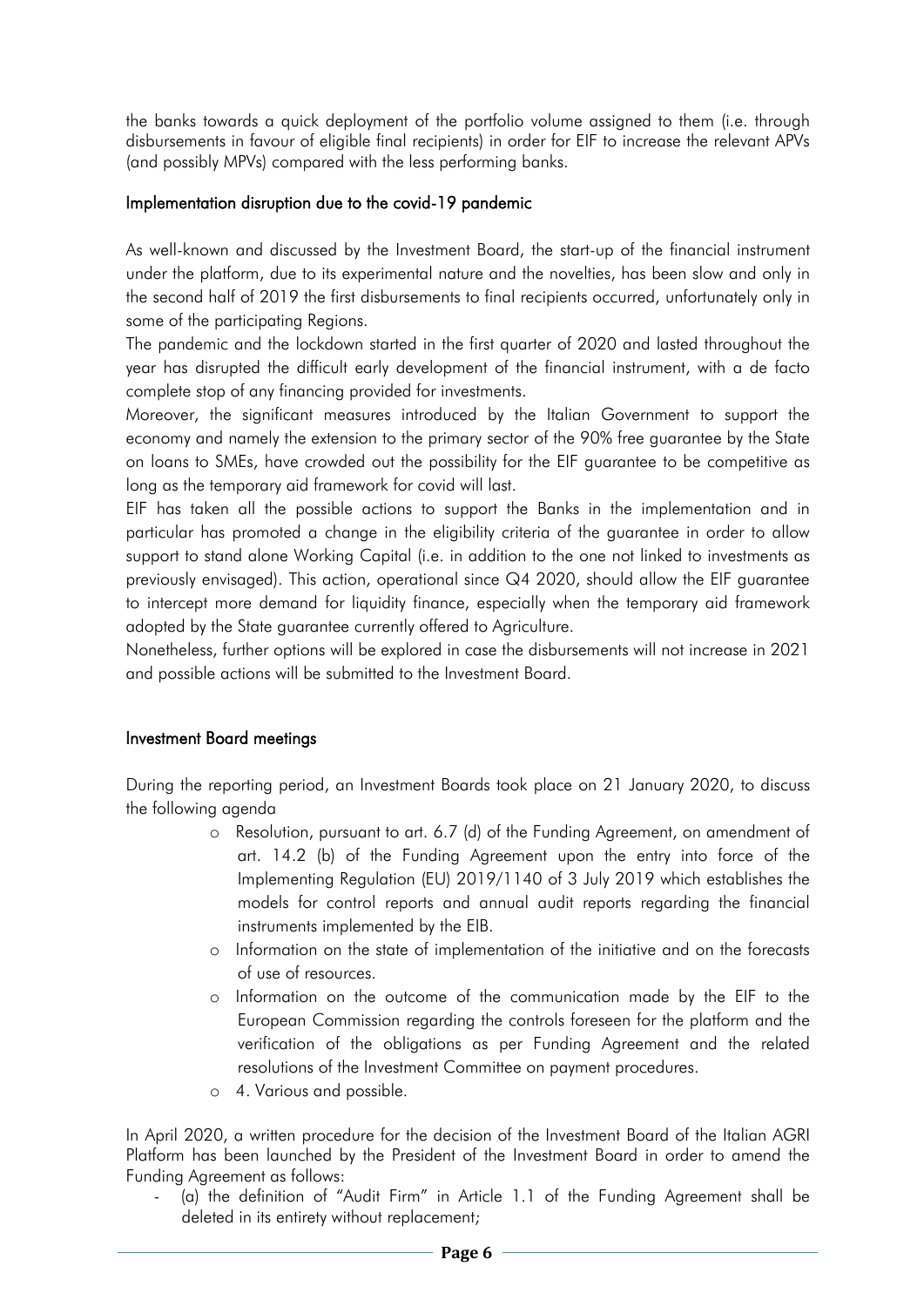the banks towards a quick deployment of the portfolio volume assigned to them (i.e. through disbursements in favour of eligible final recipients) in order for EIF to increase the relevant APVs (and possibly MPVs) compared with the less performing banks.

## Implementation disruption due to the covid-19 pandemic

As well-known and discussed by the Investment Board, the start-up of the financial instrument under the platform, due to its experimental nature and the novelties, has been slow and only in the second half of 2019 the first disbursements to final recipients occurred, unfortunately only in some of the participating Regions.

The pandemic and the lockdown started in the first quarter of 2020 and lasted throughout the year has disrupted the difficult early development of the financial instrument, with a de facto complete stop of any financing provided for investments.

Moreover, the significant measures introduced by the Italian Government to support the economy and namely the extension to the primary sector of the 90% free guarantee by the State on loans to SMEs, have crowded out the possibility for the EIF guarantee to be competitive as long as the temporary aid framework for covid will last.

EIF has taken all the possible actions to support the Banks in the implementation and in particular has promoted a change in the eligibility criteria of the guarantee in order to allow support to stand alone Working Capital (i.e. in addition to the one not linked to investments as previously envisaged). This action, operational since Q4 2020, should allow the EIF guarantee to intercept more demand for liquidity finance, especially when the temporary aid framework adopted by the State guarantee currently offered to Agriculture.

Nonetheless, further options will be explored in case the disbursements will not increase in 2021 and possible actions will be submitted to the Investment Board.

## Investment Board meetings

During the reporting period, an Investment Boards took place on 21 January 2020, to discuss the following agenda

- Resolution, pursuant to art. 6.7 (d) of the Funding Agreement, on amendment of art. 14.2 (b) of the Funding Agreement upon the entry into force of the Implementing Regulation (EU) 2019/1140 of 3 July 2019 which establishes the models for control reports and annual audit reports regarding the financial instruments implemented by the EIB.
- Information on the state of implementation of the initiative and on the forecasts of use of resources.
- Information on the outcome of the communication made by the EIF to the European Commission regarding the controls foreseen for the platform and the verification of the obligations as per Funding Agreement and the related resolutions of the Investment Committee on payment procedures.
- 4. Various and possible.

In April 2020, a written procedure for the decision of the Investment Board of the Italian AGRI Platform has been launched by the President of the Investment Board in order to amend the Funding Agreement as follows:

- (a) the definition of "Audit Firm" in Article 1.1 of the Funding Agreement shall be deleted in its entirety without replacement;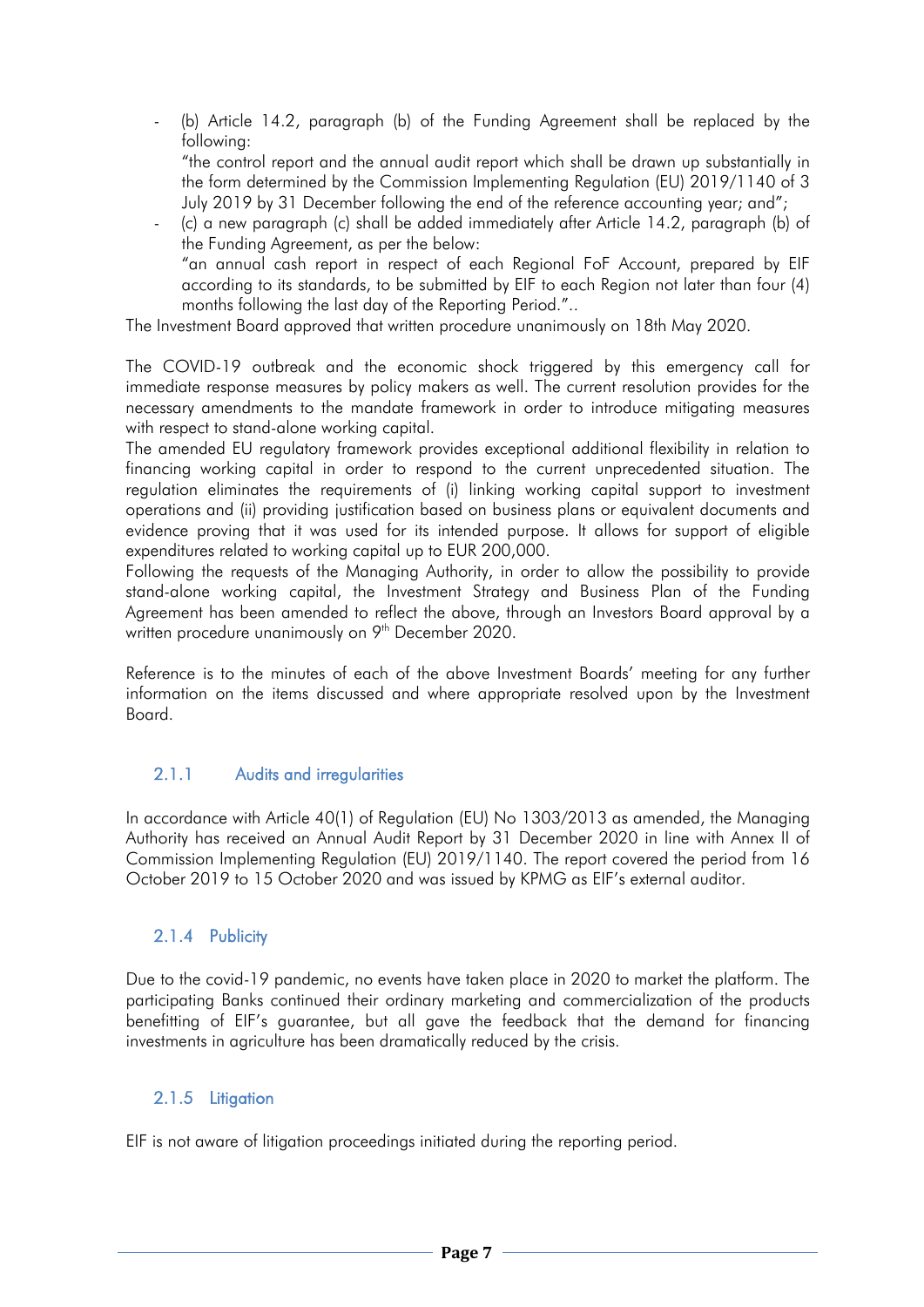- (b) Article 14.2, paragraph (b) of the Funding Agreement shall be replaced by the following:
  "the control report and the annual audit report which shall be drawn up substantially in the form determined by the Commission Implementing Regulation (EU) 2019/1140 of 3 July 2019 by 31 December following the end of the reference accounting year; and";
- (c) a new paragraph (c) shall be added immediately after Article 14.2, paragraph (b) of the Funding Agreement, as per the below:
  "an annual cash report in respect of each Regional FoF Account, prepared by EIF according to its standards, to be submitted by EIF to each Region not later than four (4) months following the last day of the Reporting Period."..

The Investment Board approved that written procedure unanimously on 18th May 2020.

The COVID-19 outbreak and the economic shock triggered by this emergency call for immediate response measures by policy makers as well. The current resolution provides for the necessary amendments to the mandate framework in order to introduce mitigating measures with respect to stand-alone working capital.

The amended EU regulatory framework provides exceptional additional flexibility in relation to financing working capital in order to respond to the current unprecedented situation. The regulation eliminates the requirements of (i) linking working capital support to investment operations and (ii) providing justification based on business plans or equivalent documents and evidence proving that it was used for its intended purpose. It allows for support of eligible expenditures related to working capital up to EUR 200,000.

Following the requests of the Managing Authority, in order to allow the possibility to provide stand-alone working capital, the Investment Strategy and Business Plan of the Funding Agreement has been amended to reflect the above, through an Investors Board approval by a written procedure unanimously on 9th December 2020.

Reference is to the minutes of each of the above Investment Boards' meeting for any further information on the items discussed and where appropriate resolved upon by the Investment Board.

### 2.1.1 Audits and irregularities

In accordance with Article 40(1) of Regulation (EU) No 1303/2013 as amended, the Managing Authority has received an Annual Audit Report by 31 December 2020 in line with Annex II of Commission Implementing Regulation (EU) 2019/1140. The report covered the period from 16 October 2019 to 15 October 2020 and was issued by KPMG as EIF's external auditor.

### 2.1.4 Publicity

Due to the covid-19 pandemic, no events have taken place in 2020 to market the platform. The participating Banks continued their ordinary marketing and commercialization of the products benefitting of EIF's guarantee, but all gave the feedback that the demand for financing investments in agriculture has been dramatically reduced by the crisis.

### 2.1.5 Litigation

EIF is not aware of litigation proceedings initiated during the reporting period.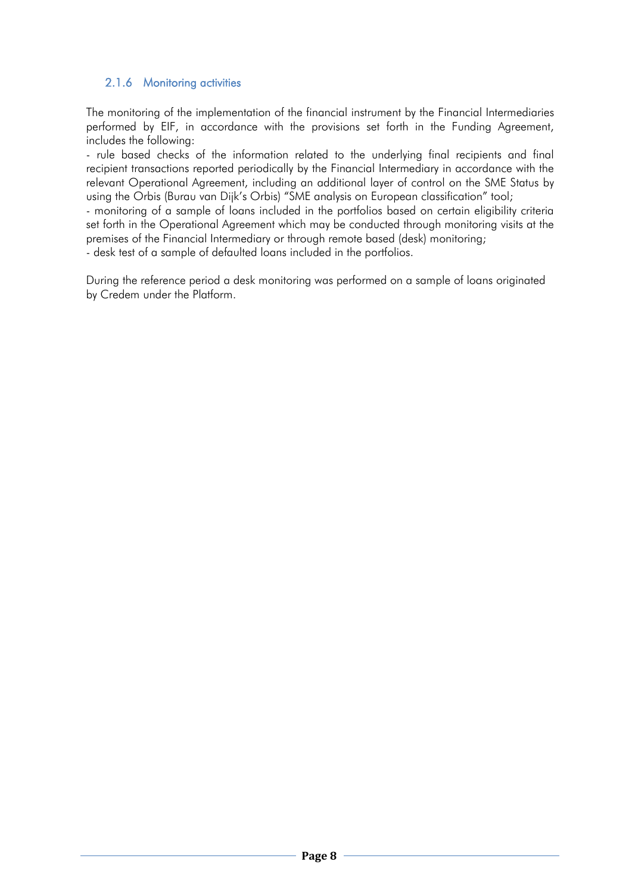### 2.1.6 Monitoring activities

The monitoring of the implementation of the financial instrument by the Financial Intermediaries performed by EIF, in accordance with the provisions set forth in the Funding Agreement, includes the following:

- rule based checks of the information related to the underlying final recipients and final recipient transactions reported periodically by the Financial Intermediary in accordance with the relevant Operational Agreement, including an additional layer of control on the SME Status by using the Orbis (Burau van Dijk's Orbis) "SME analysis on European classification" tool;
- monitoring of a sample of loans included in the portfolios based on certain eligibility criteria set forth in the Operational Agreement which may be conducted through monitoring visits at the premises of the Financial Intermediary or through remote based (desk) monitoring;
- desk test of a sample of defaulted loans included in the portfolios.

During the reference period a desk monitoring was performed on a sample of loans originated by Credem under the Platform.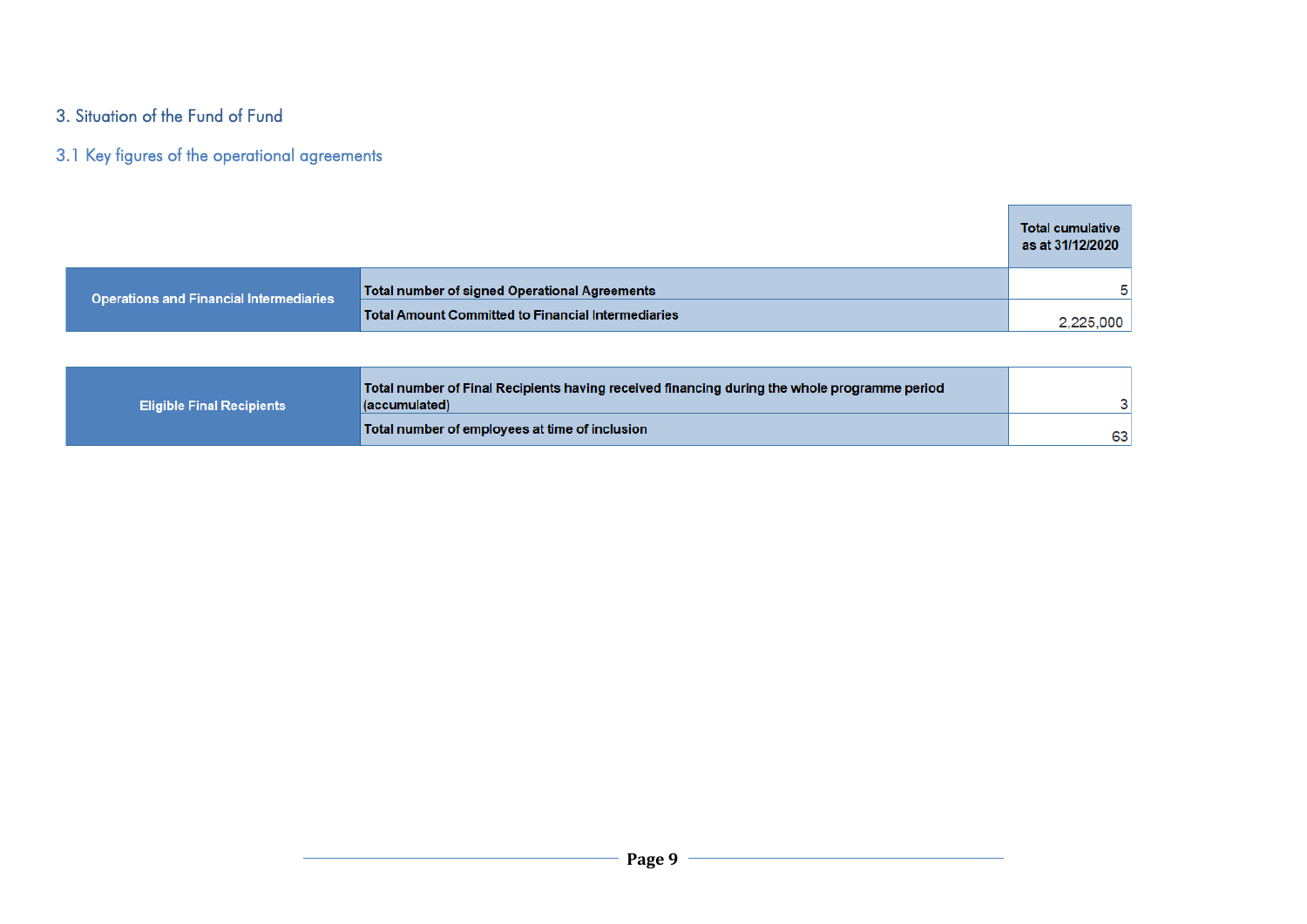## 3. Situation of the Fund of Fund

### 3.1 Key figures of the operational agreements

| | | Total cumulative as at 31/12/2020 |
|---|---|---|
| Operations and Financial Intermediaries | Total number of signed Operational Agreements | 5 |
| | Total Amount Committed to Financial Intermediaries | 2,225,000 |

| | | |
|---|---|---|
| Eligible Final Recipients | Total number of Final Recipients having received financing during the whole programme period (accumulated) | 3 |
| | Total number of employees at time of inclusion | 63 |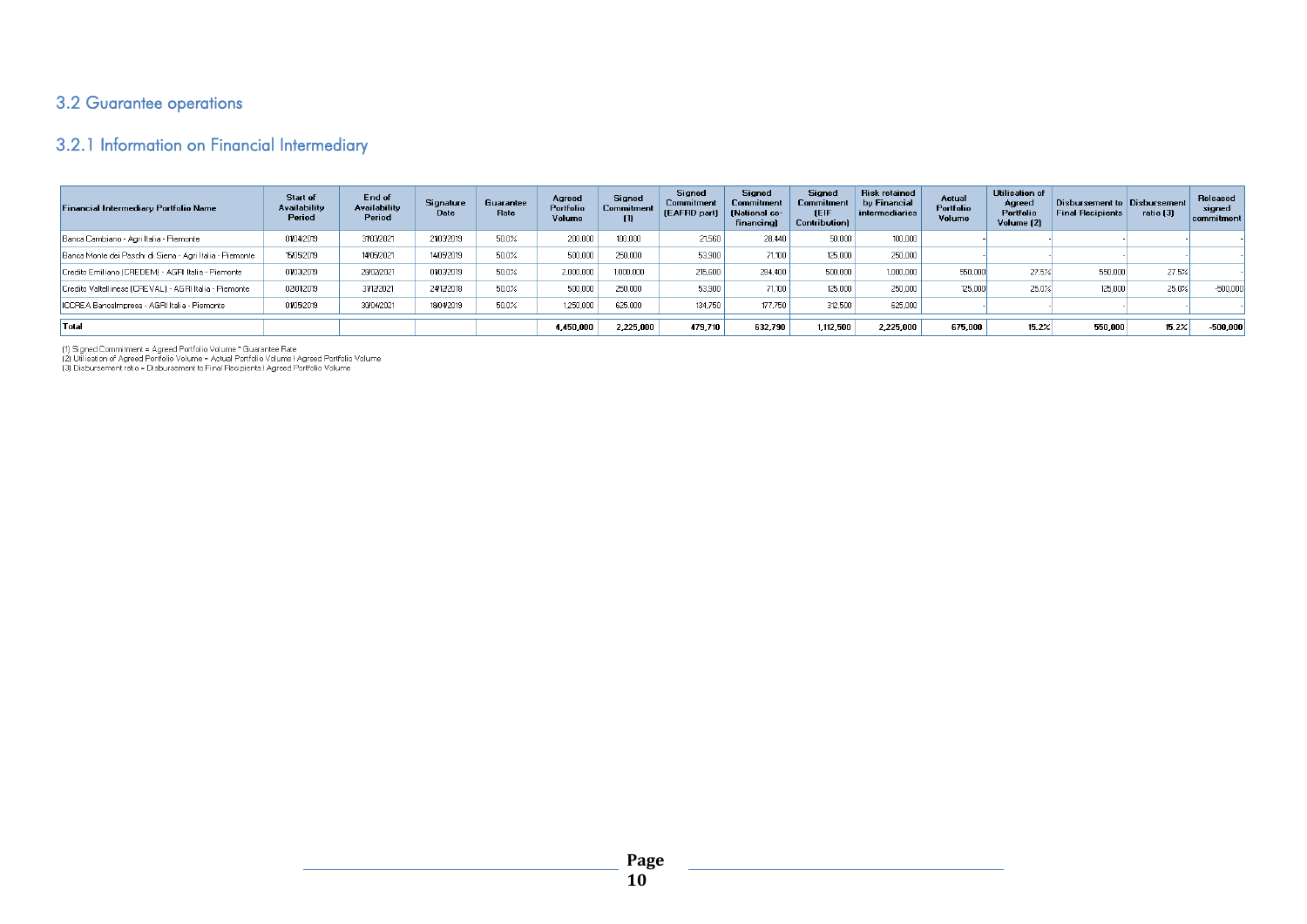## 3.2 Guarantee operations

### 3.2.1 Information on Financial Intermediary

| Financial Intermediary Portfolio Name | Start of Availability Period | End of Availability Period | Signature Date | Guarantee Rate | Agreed Portfolio Volume | Signed Commitment (1) | Signed Commitment (EAFRD part) | Signed Commitment (National co-financing) | Signed Commitment (EIF Contribution) | Risk retained by Financial intermediaries | Actual Portfolio Volume | Utilisation of Agreed Portfolio Volume (2) | Disbursement to Final Recipients | Disbursement ratio (3) | Released signed commitment |
|---|---|---|---|---|---|---|---|---|---|---|---|---|---|---|---|
| Banca Cambiano - Agri Italia - Piemonte | 01/04/2019 | 31/03/2021 | 21/03/2019 | 50.0% | 200,000 | 100,000 | 21,560 | 28,440 | 50,000 | 100,000 | - | - | - | - | - |
| Banca Monte dei Paschi di Siena - Agri Italia - Piemonte | 15/05/2019 | 14/05/2021 | 14/09/2019 | 50.0% | 500,000 | 250,000 | 53,900 | 71,100 | 125,000 | 250,000 | - | - | - | - | - |
| Credito Emiliano (CREDEM) - AGRI Italia - Piemonte | 01/03/2019 | 29/02/2021 | 01/03/2019 | 50.0% | 2,000,000 | 1,000,000 | 215,600 | 284,400 | 500,000 | 1,000,000 | 550,000 | 27.5% | 550,000 | 27.5% | - |
| Credito Valtellinese (CREVAL) - AGRI Italia - Piemonte | 02/01/2019 | 31/12/2021 | 24/12/2018 | 50.0% | 500,000 | 250,000 | 53,900 | 71,100 | 125,000 | 250,000 | 125,000 | 25.0% | 125,000 | 25.0% | -500,000 |
| ICCREA BancaImpresa - AGRI Italia - Piemonte | 01/05/2019 | 30/04/2021 | 18/04/2019 | 50.0% | 1,250,000 | 625,000 | 134,750 | 177,750 | 312,500 | 625,000 | - | - | - | - | - |
| **Total** | | | | | **4,450,000** | **2,225,000** | **479,710** | **632,790** | **1,112,500** | **2,225,000** | **675,000** | **15.2%** | **550,000** | **15.2%** | **-500,000** |

(1) Signed Commitment = Agreed Portfolio Volume * Guarantee Rate
(2) Utilisation of Agreed Portfolio Volume = Actual Portfolio Volume / Agreed Portfolio Volume
(3) Disbursement ratio = Disbursement to Final Recipients / Agreed Portfolio Volume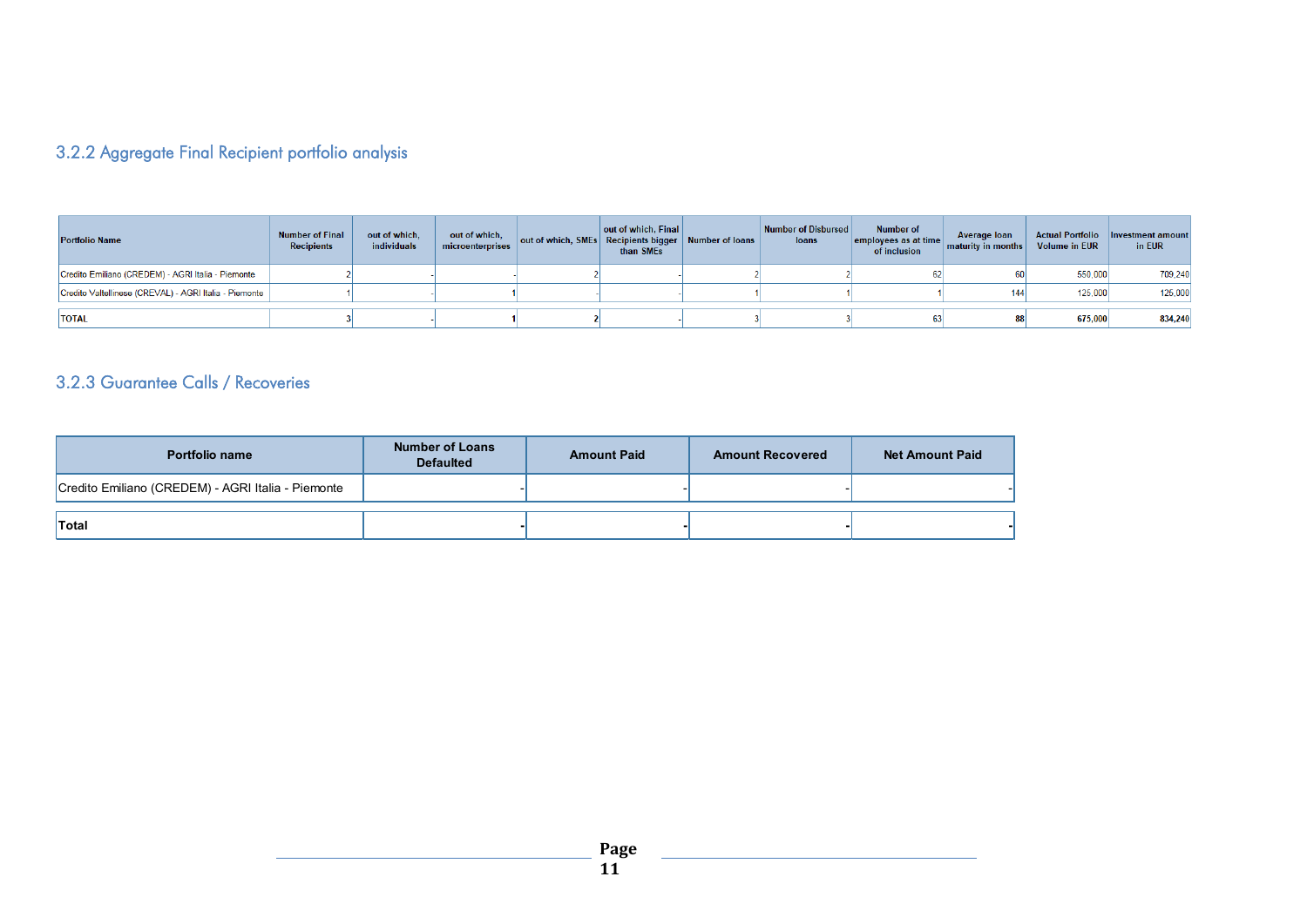### 3.2.2 Aggregate Final Recipient portfolio analysis

| Portfolio Name | Number of Final Recipients | out of which, individuals | out of which, microenterprises | out of which, SMEs | out of which, Final Recipients bigger than SMEs | Number of loans | Number of Disbursed loans | Number of employees as at time of inclusion | Average loan maturity in months | Actual Portfolio Volume in EUR | Investment amount in EUR |
|---|---|---|---|---|---|---|---|---|---|---|---|
| Credito Emiliano (CREDEM) - AGRI Italia - Piemonte | 2 | - | - | 2 | - | 2 | 2 | 62 | 60 | 550,000 | 709,240 |
| Credito Valtellinese (CREVAL) - AGRI Italia - Piemonte | 1 | - | 1 | - | - | 1 | 1 | 1 | 144 | 125,000 | 125,000 |
| **TOTAL** | **3** | **-** | **1** | **2** | **-** | 3 | 3 | 63 | **88** | **675,000** | **834,240** |

### 3.2.3 Guarantee Calls / Recoveries

| Portfolio name | Number of Loans Defaulted | Amount Paid | Amount Recovered | Net Amount Paid |
|---|---|---|---|---|
| Credito Emiliano (CREDEM) - AGRI Italia - Piemonte | - | - | - | - |
| **Total** | **-** | **-** | **-** | **-** |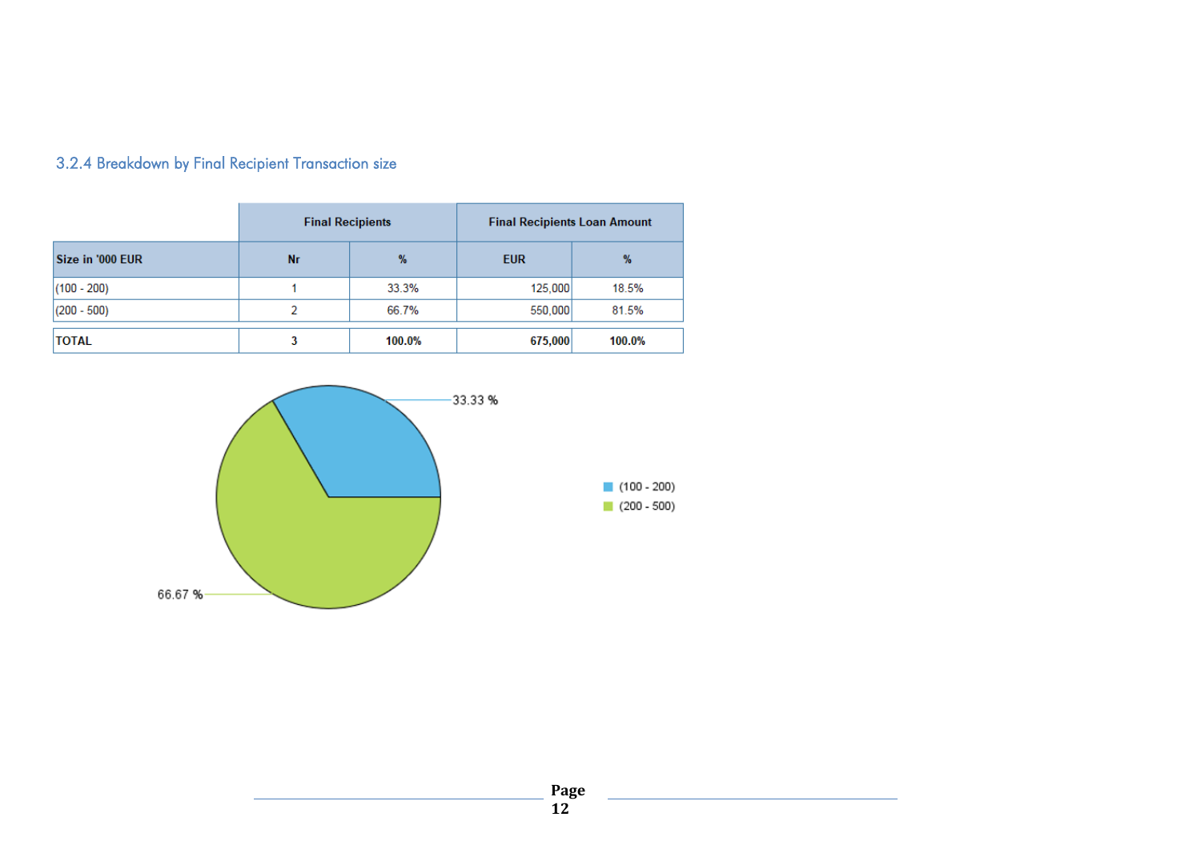### 3.2.4 Breakdown by Final Recipient Transaction size

| | Final Recipients | | Final Recipients Loan Amount | |
|---|---|---|---|---|
| **Size in '000 EUR** | **Nr** | **%** | **EUR** | **%** |
| (100 - 200) | 1 | 33.3% | 125,000 | 18.5% |
| (200 - 500) | 2 | 66.7% | 550,000 | 81.5% |
| **TOTAL** | **3** | **100.0%** | **675,000** | **100.0%** |

33.33 %

66.67 %

(100 - 200)

(200 - 500)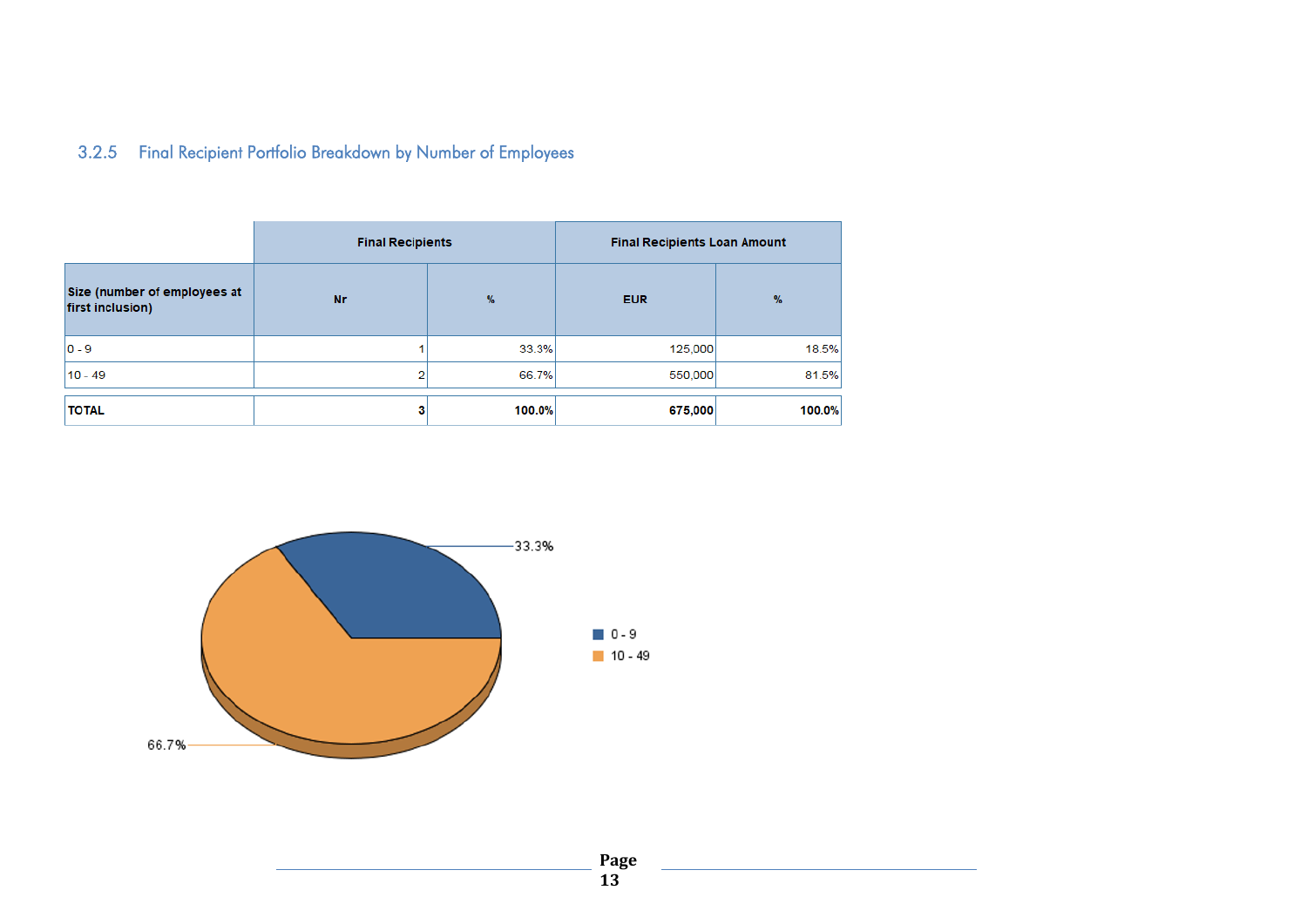### 3.2.5 Final Recipient Portfolio Breakdown by Number of Employees

| | Final Recipients | | Final Recipients Loan Amount | |
|---|---|---|---|---|
| **Size (number of employees at first inclusion)** | **Nr** | **%** | **EUR** | **%** |
| 0 - 9 | 1 | 33.3% | 125,000 | 18.5% |
| 10 - 49 | 2 | 66.7% | 550,000 | 81.5% |
| **TOTAL** | **3** | **100.0%** | **675,000** | **100.0%** |

33.3%
66.7%
0 - 9
10 - 49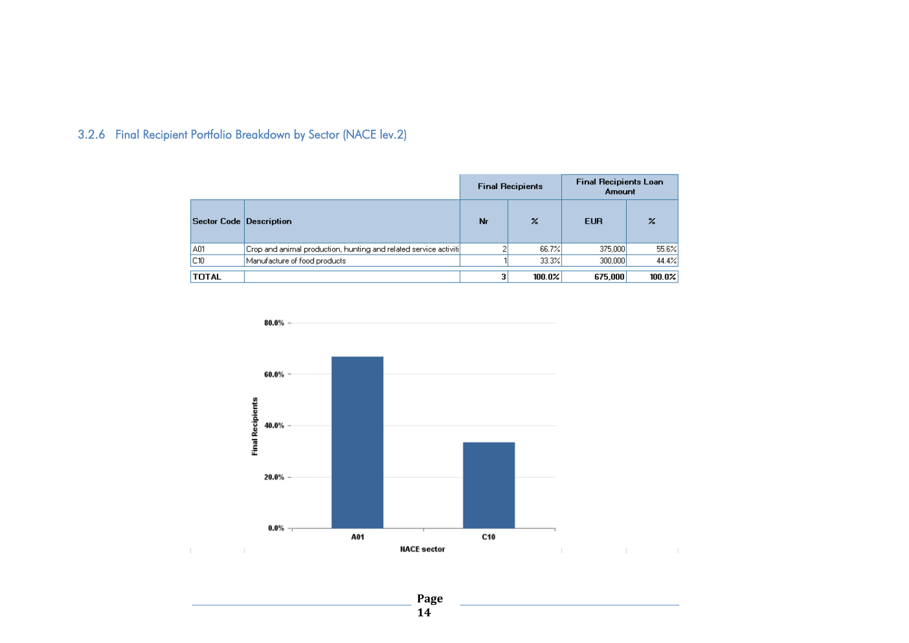### 3.2.6 Final Recipient Portfolio Breakdown by Sector (NACE lev.2)

| | | Final Recipients | | Final Recipients Loan Amount | |
|---|---|---|---|---|---|
| Sector Code | Description | Nr | % | EUR | % |
| A01 | Crop and animal production, hunting and related service activiti | 2 | 66.7% | 375,000 | 55.6% |
| C10 | Manufacture of food products | 1 | 33.3% | 300,000 | 44.4% |
| TOTAL | | 3 | 100.0% | 675,000 | 100.0% |

80.0%
60.0%
40.0%
20.0%
0.0%
Final Recipients
A01
C10
NACE sector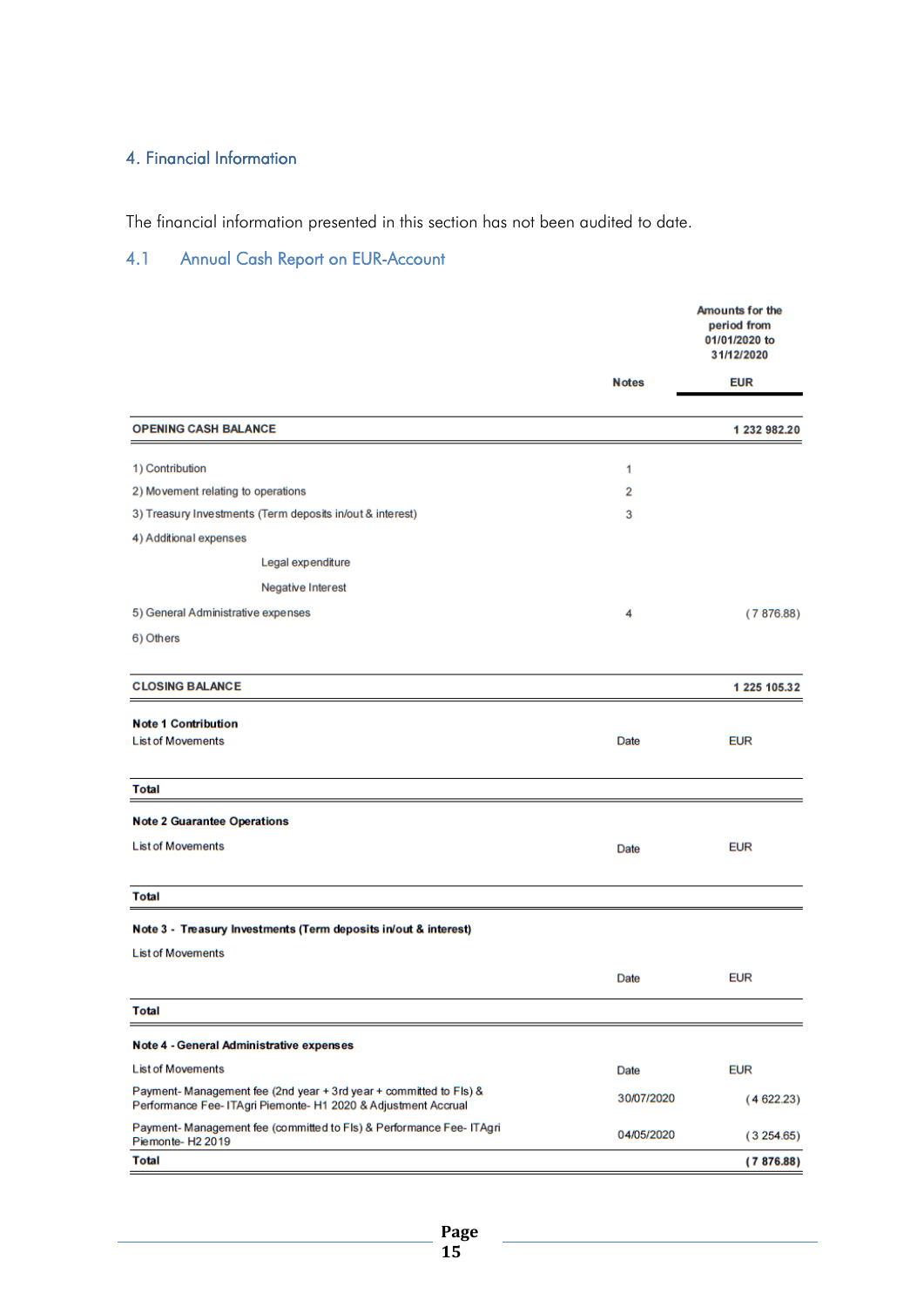## 4. Financial Information

The financial information presented in this section has not been audited to date.

### 4.1 Annual Cash Report on EUR-Account

| | Notes | Amounts for the period from 01/01/2020 to 31/12/2020 EUR |
|---|---|---|
| **OPENING CASH BALANCE** | | **1 232 982.20** |
| 1) Contribution | 1 | |
| 2) Movement relating to operations | 2 | |
| 3) Treasury Investments (Term deposits in/out & interest) | 3 | |
| 4) Additional expenses | | |
| Legal expenditure | | |
| Negative Interest | | |
| 5) General Administrative expenses | 4 | ( 7 876.88) |
| 6) Others | | |
| **CLOSING BALANCE** | | **1 225 105.32** |

**Note 1 Contribution**

| List of Movements | Date | EUR |
|---|---|---|
| **Total** | | |

**Note 2 Guarantee Operations**

| List of Movements | Date | EUR |
|---|---|---|
| **Total** | | |

**Note 3 - Treasury Investments (Term deposits in/out & interest)**

| List of Movements | Date | EUR |
|---|---|---|
| **Total** | | |

**Note 4 - General Administrative expenses**

| List of Movements | Date | EUR |
|---|---|---|
| Payment- Management fee (2nd year + 3rd year + committed to FIs) & Performance Fee- ITAgri Piemonte- H1 2020 & Adjustment Accrual | 30/07/2020 | ( 4 622.23) |
| Payment- Management fee (committed to FIs) & Performance Fee- ITAgri Piemonte- H2 2019 | 04/05/2020 | ( 3 254.65) |
| **Total** | | **( 7 876.88)** |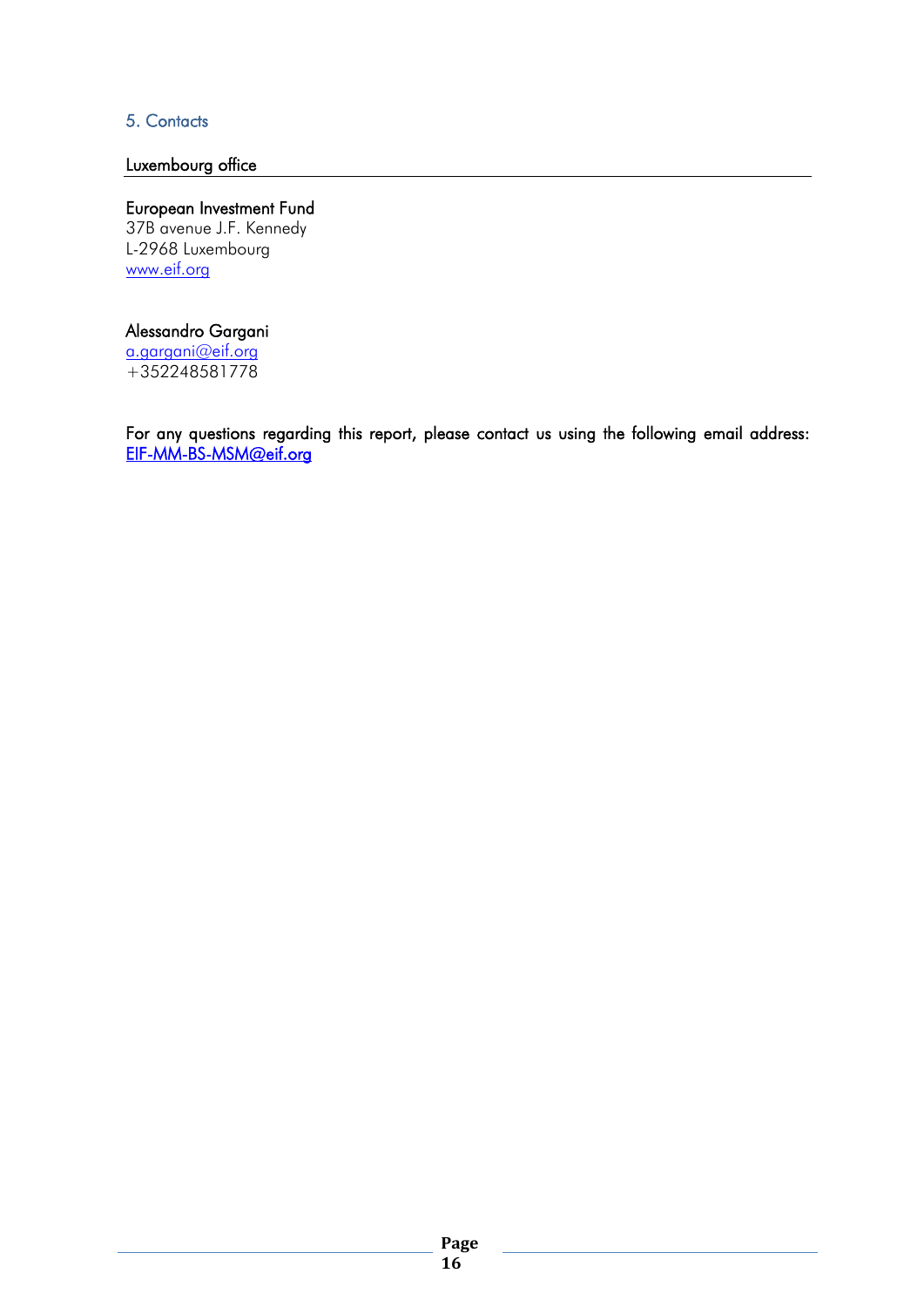## 5. Contacts

Luxembourg office

**European Investment Fund**
37B avenue J.F. Kennedy
L-2968 Luxembourg
www.eif.org

**Alessandro Gargani**
a.gargani@eif.org
+352248581778

For any questions regarding this report, please contact us using the following email address: EIF-MM-BS-MSM@eif.org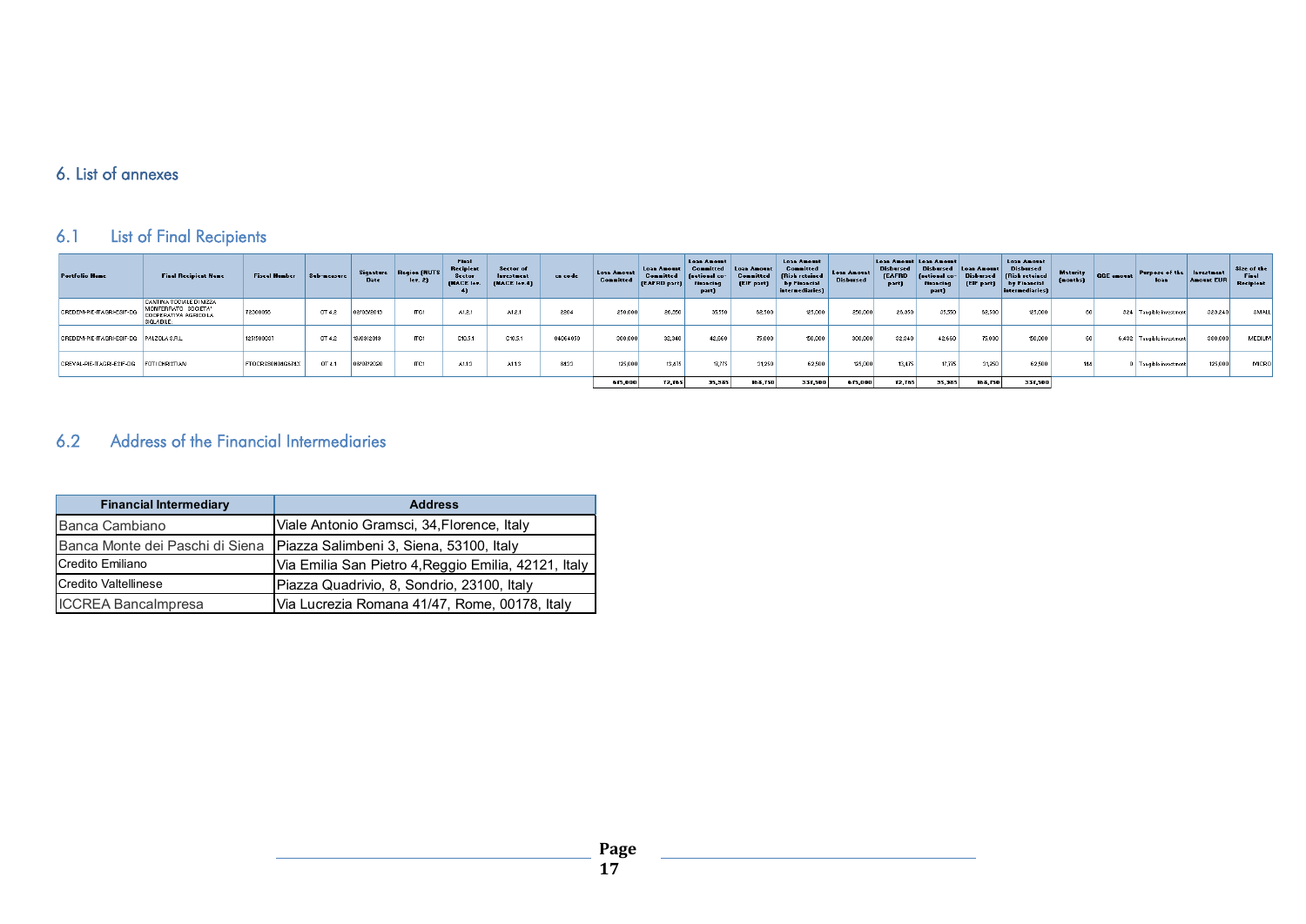## 6. List of annexes

### 6.1 List of Final Recipients

| Portfolio Name | Final Recipient Name | Fiscal Number | Sub-measure | Signature Date | Region (NUTS lev. 2) | Final Recipient Sector (NACE lev. 4) | Sector of Investment (NACE lev.4) | cn code | Loan Amount Committed | Loan Amount Committed (EAFRD part) | Loan Amount Committed (national co-financing part) | Loan Amount Committed (EIF part) | Loan Amount Committed (Risk retained by Financial Intermediaries) | Loan Amount Disbursed | Loan Amount Disbursed (EAFRD part) | Loan Amount Disbursed (national co-financing part) | Loan Amount Disbursed (EIF part) | Loan Amount Disbursed (Risk retained by Financial Intermediaries) | Maturity (months) | GGE amount | Purpose of the loan | Investment Amount EUR | Size of the Final Recipient |
|---|---|---|---|---|---|---|---|---|---|---|---|---|---|---|---|---|---|---|---|---|---|---|---|
| CREDEM-PIE-ITAGRI-ESIF-DG | CANTINA SOCIALE DI MIZZA MONFERRATO SOCIETA' COOPERATIVA AGRICOLA SIGLABILE | 72000050 | OT 4.2 | 02/09/2019 | ITC1 | A1.2.1 | A1.2.1 | 2204 | 250,000 | 26,550 | 35,550 | 62,500 | 125,000 | 250,000 | 26,950 | 35,550 | 62,500 | 125,000 | 60 | 324 | Tangible investment | 323,240 | SMALL |
| CREDEM-PIE-ITAGRI-ESIF-DG | PALZOLA S.R.L. | 1251590081 | OT 4.2 | 19/09/2019 | ITC1 | C10.5.1 | C10.5.1 | 04064050 | 300,000 | 32,340 | 42,660 | 75,000 | 150,000 | 300,000 | 32,340 | 42,660 | 75,000 | 150,000 | 60 | 6,492 | Tangible investment | 300,000 | MEDIUM |
| CREVAL-PIE-ITAGRI-ESIF-DG | FOTI CHRISTIAN | FTOCRS90H04G574X | OT 4.1 | 08/07/2020 | ITC1 | A1.1.3 | A1.1.3 | 8433 | 125,000 | 13,475 | 17,775 | 31,250 | 62,500 | 125,000 | 13,475 | 17,775 | 31,250 | 62,500 | 144 | 0 | Tangible investment | 125,000 | MICRO |
| | | | | | | | | | 675,000 | 72,765 | 95,985 | 168,750 | 337,500 | 675,000 | 72,765 | 95,985 | 168,750 | 337,500 | | | | | |

### 6.2 Address of the Financial Intermediaries

| Financial Intermediary | Address |
|---|---|
| Banca Cambiano | Viale Antonio Gramsci, 34,Florence, Italy |
| Banca Monte dei Paschi di Siena | Piazza Salimbeni 3, Siena, 53100, Italy |
| Credito Emiliano | Via Emilia San Pietro 4,Reggio Emilia, 42121, Italy |
| Credito Valtellinese | Piazza Quadrivio, 8, Sondrio, 23100, Italy |
| ICCREA BancaImpresa | Via Lucrezia Romana 41/47, Rome, 00178, Italy |